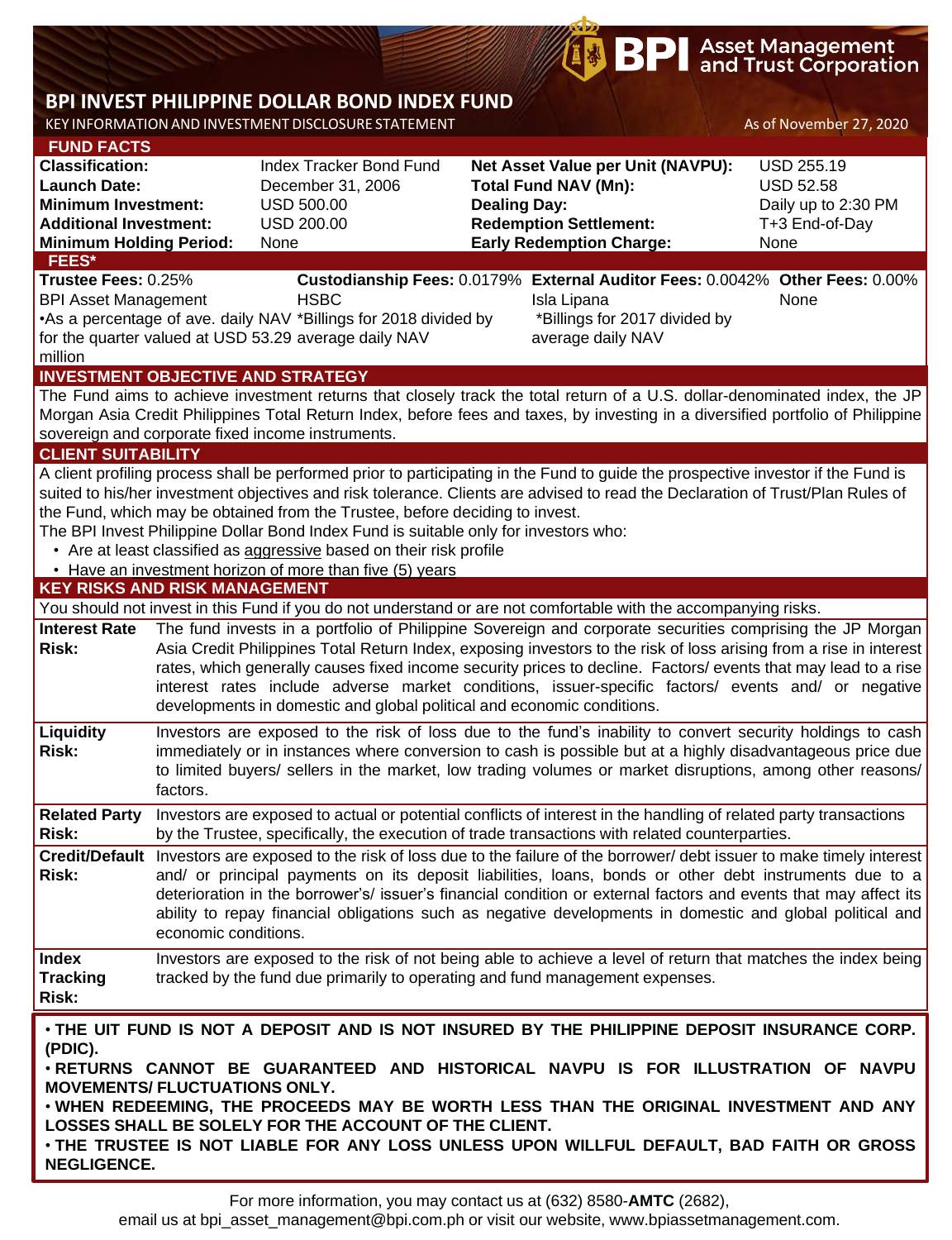# BPI INVEST PHILIPPINE DOLLAR BOND INDEX FUND

KEY INFORMATION AND INVESTMENT DISCLOSURE STATEMENT

As of November 27, 2020

## FUND FACTS

| | | | |
|---|---|---|---|
| **Classification:** | Index Tracker Bond Fund | **Net Asset Value per Unit (NAVPU):** | USD 255.19 |
| **Launch Date:** | December 31, 2006 | **Total Fund NAV (Mn):** | USD 52.58 |
| **Minimum Investment:** | USD 500.00 | **Dealing Day:** | Daily up to 2:30 PM |
| **Additional Investment:** | USD 200.00 | **Redemption Settlement:** | T+3 End-of-Day |
| **Minimum Holding Period:** | None | **Early Redemption Charge:** | None |

## FEES*

| **Trustee Fees:** 0.25% | **Custodianship Fees:** 0.0179% | **External Auditor Fees:** 0.0042% | **Other Fees:** 0.00% |
|---|---|---|---|
| BPI Asset Management | HSBC | Isla Lipana | None |
| •As a percentage of ave. daily NAV for the quarter valued at USD 53.29 million | *Billings for 2018 divided by average daily NAV | *Billings for 2017 divided by average daily NAV | |

## INVESTMENT OBJECTIVE AND STRATEGY

The Fund aims to achieve investment returns that closely track the total return of a U.S. dollar-denominated index, the JP Morgan Asia Credit Philippines Total Return Index, before fees and taxes, by investing in a diversified portfolio of Philippine sovereign and corporate fixed income instruments.

## CLIENT SUITABILITY

A client profiling process shall be performed prior to participating in the Fund to guide the prospective investor if the Fund is suited to his/her investment objectives and risk tolerance. Clients are advised to read the Declaration of Trust/Plan Rules of the Fund, which may be obtained from the Trustee, before deciding to invest.

The BPI Invest Philippine Dollar Bond Index Fund is suitable only for investors who:

- Are at least classified as aggressive based on their risk profile
- Have an investment horizon of more than five (5) years

## KEY RISKS AND RISK MANAGEMENT

You should not invest in this Fund if you do not understand or are not comfortable with the accompanying risks.

| | |
|---|---|
| **Interest Rate Risk:** | The fund invests in a portfolio of Philippine Sovereign and corporate securities comprising the JP Morgan Asia Credit Philippines Total Return Index, exposing investors to the risk of loss arising from a rise in interest rates, which generally causes fixed income security prices to decline. Factors/ events that may lead to a rise interest rates include adverse market conditions, issuer-specific factors/ events and/ or negative developments in domestic and global political and economic conditions. |
| **Liquidity Risk:** | Investors are exposed to the risk of loss due to the fund's inability to convert security holdings to cash immediately or in instances where conversion to cash is possible but at a highly disadvantageous price due to limited buyers/ sellers in the market, low trading volumes or market disruptions, among other reasons/ factors. |
| **Related Party Risk:** | Investors are exposed to actual or potential conflicts of interest in the handling of related party transactions by the Trustee, specifically, the execution of trade transactions with related counterparties. |
| **Credit/Default Risk:** | Investors are exposed to the risk of loss due to the failure of the borrower/ debt issuer to make timely interest and/ or principal payments on its deposit liabilities, loans, bonds or other debt instruments due to a deterioration in the borrower's/ issuer's financial condition or external factors and events that may affect its ability to repay financial obligations such as negative developments in domestic and global political and economic conditions. |
| **Index Tracking Risk:** | Investors are exposed to the risk of not being able to achieve a level of return that matches the index being tracked by the fund due primarily to operating and fund management expenses. |

- **THE UIT FUND IS NOT A DEPOSIT AND IS NOT INSURED BY THE PHILIPPINE DEPOSIT INSURANCE CORP. (PDIC).**
- **RETURNS CANNOT BE GUARANTEED AND HISTORICAL NAVPU IS FOR ILLUSTRATION OF NAVPU MOVEMENTS/ FLUCTUATIONS ONLY.**
- **WHEN REDEEMING, THE PROCEEDS MAY BE WORTH LESS THAN THE ORIGINAL INVESTMENT AND ANY LOSSES SHALL BE SOLELY FOR THE ACCOUNT OF THE CLIENT.**
- **THE TRUSTEE IS NOT LIABLE FOR ANY LOSS UNLESS UPON WILLFUL DEFAULT, BAD FAITH OR GROSS NEGLIGENCE.**

For more information, you may contact us at (632) 8580-**AMTC** (2682),
email us at bpi_asset_management@bpi.com.ph or visit our website, www.bpiassetmanagement.com.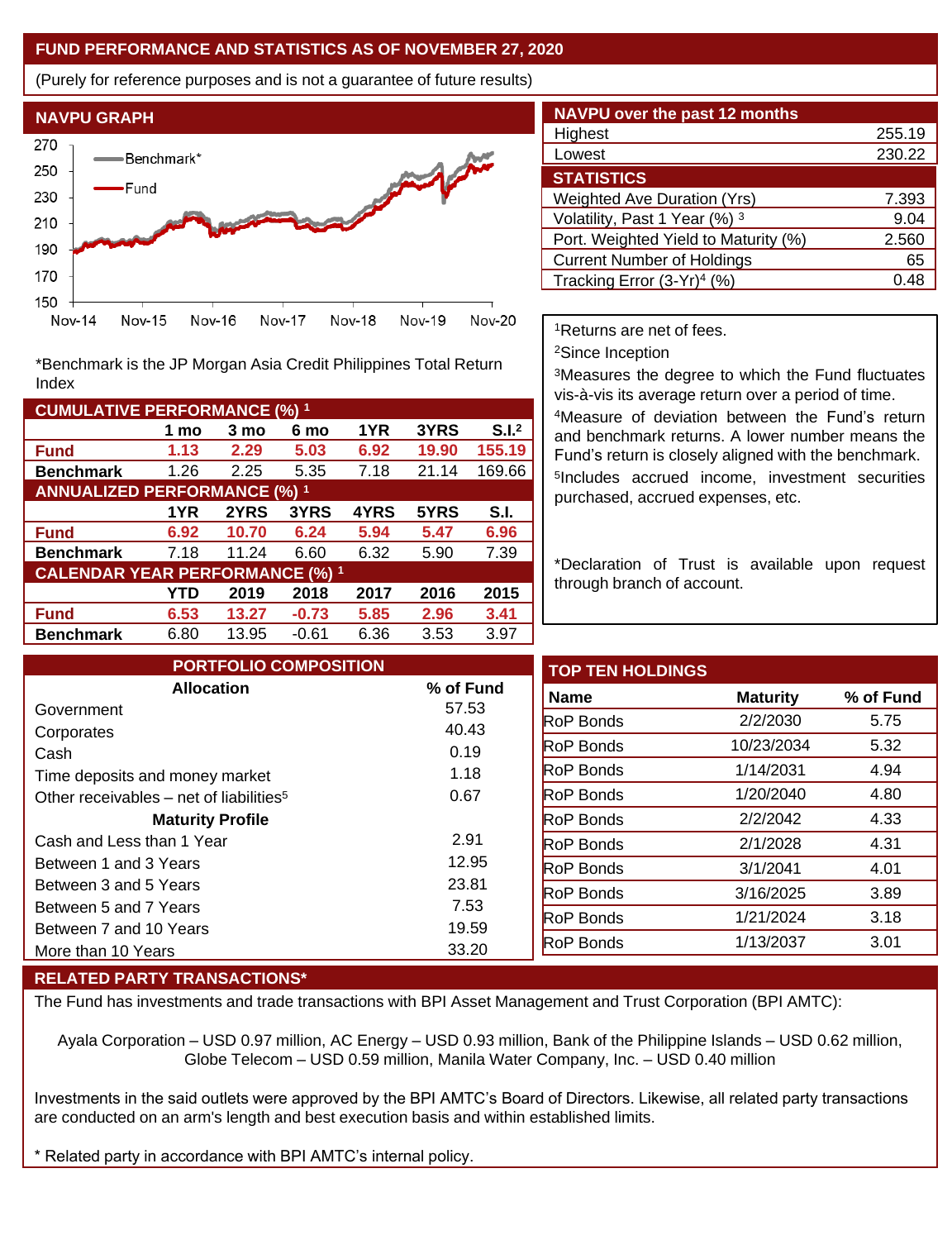## FUND PERFORMANCE AND STATISTICS AS OF NOVEMBER 27, 2020

(Purely for reference purposes and is not a guarantee of future results)

### NAVPU GRAPH

*Benchmark is the JP Morgan Asia Credit Philippines Total Return Index

### NAVPU over the past 12 months

| | |
|---|---|
| Highest | 255.19 |
| Lowest | 230.22 |

### STATISTICS

| | |
|---|---|
| Weighted Ave Duration (Yrs) | 7.393 |
| Volatility, Past 1 Year (%) [3] | 9.04 |
| Port. Weighted Yield to Maturity (%) | 2.560 |
| Current Number of Holdings | 65 |
| Tracking Error (3-Yr)[4] (%) | 0.48 |

### CUMULATIVE PERFORMANCE (%) [1]

| | 1 mo | 3 mo | 6 mo | 1YR | 3YRS | S.I.[2] |
|---|---|---|---|---|---|---|
| **Fund** | **1.13** | **2.29** | **5.03** | **6.92** | **19.90** | **155.19** |
| **Benchmark** | 1.26 | 2.25 | 5.35 | 7.18 | 21.14 | 169.66 |

### ANNUALIZED PERFORMANCE (%) [1]

| | 1YR | 2YRS | 3YRS | 4YRS | 5YRS | S.I. |
|---|---|---|---|---|---|---|
| **Fund** | **6.92** | **10.70** | **6.24** | **5.94** | **5.47** | **6.96** |
| **Benchmark** | 7.18 | 11.24 | 6.60 | 6.32 | 5.90 | 7.39 |

### CALENDAR YEAR PERFORMANCE (%) [1]

| | YTD | 2019 | 2018 | 2017 | 2016 | 2015 |
|---|---|---|---|---|---|---|
| **Fund** | **6.53** | **13.27** | **-0.73** | **5.85** | **2.96** | **3.41** |
| **Benchmark** | 6.80 | 13.95 | -0.61 | 6.36 | 3.53 | 3.97 |

[1]Returns are net of fees.

[2]Since Inception

[3]Measures the degree to which the Fund fluctuates vis-à-vis its average return over a period of time.

[4]Measure of deviation between the Fund's return and benchmark returns. A lower number means the Fund's return is closely aligned with the benchmark.

[5]Includes accrued income, investment securities purchased, accrued expenses, etc.

*Declaration of Trust is available upon request through branch of account.

### PORTFOLIO COMPOSITION

| Allocation | % of Fund |
|---|---|
| Government | 57.53 |
| Corporates | 40.43 |
| Cash | 0.19 |
| Time deposits and money market | 1.18 |
| Other receivables – net of liabilities[5] | 0.67 |
| **Maturity Profile** | |
| Cash and Less than 1 Year | 2.91 |
| Between 1 and 3 Years | 12.95 |
| Between 3 and 5 Years | 23.81 |
| Between 5 and 7 Years | 7.53 |
| Between 7 and 10 Years | 19.59 |
| More than 10 Years | 33.20 |

### TOP TEN HOLDINGS

| Name | Maturity | % of Fund |
|---|---|---|
| RoP Bonds | 2/2/2030 | 5.75 |
| RoP Bonds | 10/23/2034 | 5.32 |
| RoP Bonds | 1/14/2031 | 4.94 |
| RoP Bonds | 1/20/2040 | 4.80 |
| RoP Bonds | 2/2/2042 | 4.33 |
| RoP Bonds | 2/1/2028 | 4.31 |
| RoP Bonds | 3/1/2041 | 4.01 |
| RoP Bonds | 3/16/2025 | 3.89 |
| RoP Bonds | 1/21/2024 | 3.18 |
| RoP Bonds | 1/13/2037 | 3.01 |

### RELATED PARTY TRANSACTIONS*

The Fund has investments and trade transactions with BPI Asset Management and Trust Corporation (BPI AMTC):

Ayala Corporation – USD 0.97 million, AC Energy – USD 0.93 million, Bank of the Philippine Islands – USD 0.62 million, Globe Telecom – USD 0.59 million, Manila Water Company, Inc. – USD 0.40 million

Investments in the said outlets were approved by the BPI AMTC's Board of Directors. Likewise, all related party transactions are conducted on an arm's length and best execution basis and within established limits.

* Related party in accordance with BPI AMTC's internal policy.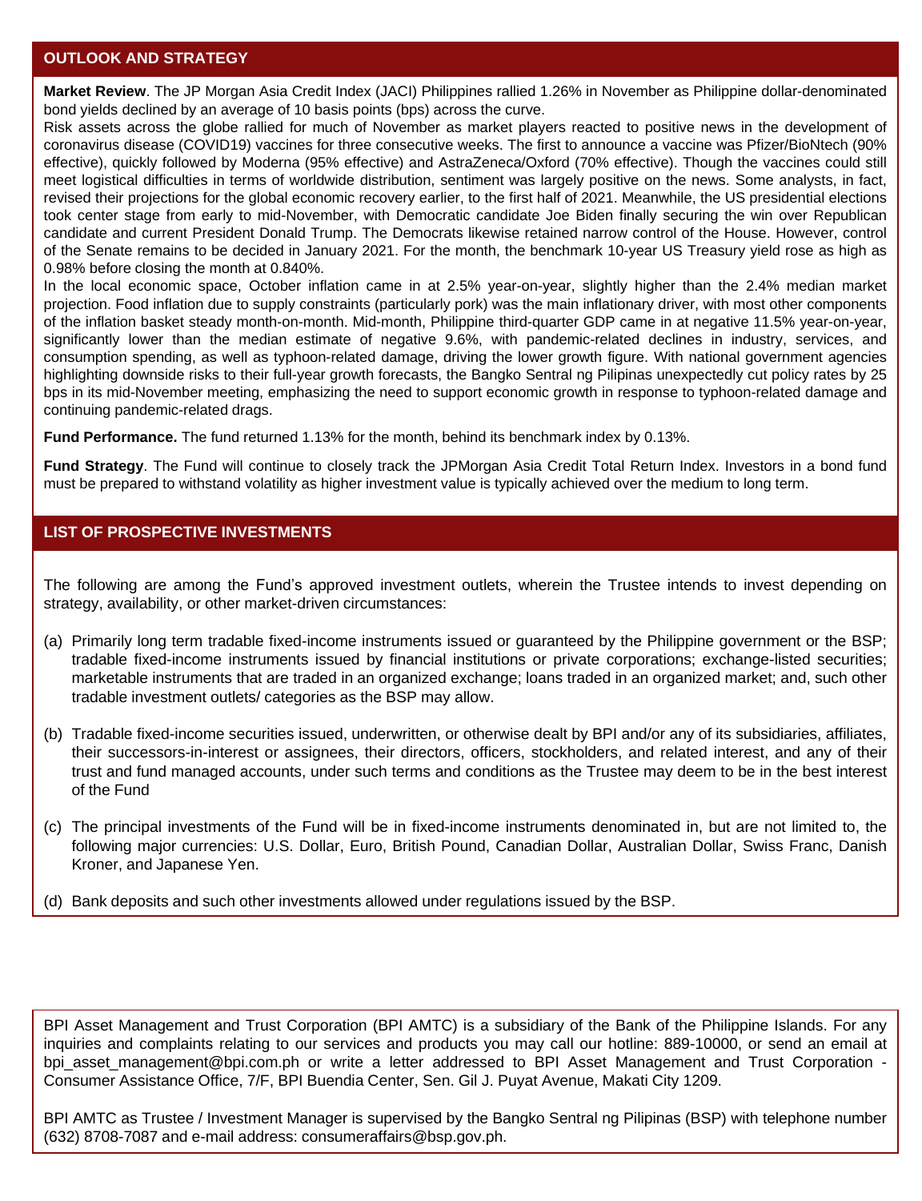## OUTLOOK AND STRATEGY

**Market Review**. The JP Morgan Asia Credit Index (JACI) Philippines rallied 1.26% in November as Philippine dollar-denominated bond yields declined by an average of 10 basis points (bps) across the curve.

Risk assets across the globe rallied for much of November as market players reacted to positive news in the development of coronavirus disease (COVID19) vaccines for three consecutive weeks. The first to announce a vaccine was Pfizer/BioNtech (90% effective), quickly followed by Moderna (95% effective) and AstraZeneca/Oxford (70% effective). Though the vaccines could still meet logistical difficulties in terms of worldwide distribution, sentiment was largely positive on the news. Some analysts, in fact, revised their projections for the global economic recovery earlier, to the first half of 2021. Meanwhile, the US presidential elections took center stage from early to mid-November, with Democratic candidate Joe Biden finally securing the win over Republican candidate and current President Donald Trump. The Democrats likewise retained narrow control of the House. However, control of the Senate remains to be decided in January 2021. For the month, the benchmark 10-year US Treasury yield rose as high as 0.98% before closing the month at 0.840%.

In the local economic space, October inflation came in at 2.5% year-on-year, slightly higher than the 2.4% median market projection. Food inflation due to supply constraints (particularly pork) was the main inflationary driver, with most other components of the inflation basket steady month-on-month. Mid-month, Philippine third-quarter GDP came in at negative 11.5% year-on-year, significantly lower than the median estimate of negative 9.6%, with pandemic-related declines in industry, services, and consumption spending, as well as typhoon-related damage, driving the lower growth figure. With national government agencies highlighting downside risks to their full-year growth forecasts, the Bangko Sentral ng Pilipinas unexpectedly cut policy rates by 25 bps in its mid-November meeting, emphasizing the need to support economic growth in response to typhoon-related damage and continuing pandemic-related drags.

**Fund Performance.** The fund returned 1.13% for the month, behind its benchmark index by 0.13%.

**Fund Strategy**. The Fund will continue to closely track the JPMorgan Asia Credit Total Return Index. Investors in a bond fund must be prepared to withstand volatility as higher investment value is typically achieved over the medium to long term.

## LIST OF PROSPECTIVE INVESTMENTS

The following are among the Fund's approved investment outlets, wherein the Trustee intends to invest depending on strategy, availability, or other market-driven circumstances:

(a) Primarily long term tradable fixed-income instruments issued or guaranteed by the Philippine government or the BSP; tradable fixed-income instruments issued by financial institutions or private corporations; exchange-listed securities; marketable instruments that are traded in an organized exchange; loans traded in an organized market; and, such other tradable investment outlets/ categories as the BSP may allow.

(b) Tradable fixed-income securities issued, underwritten, or otherwise dealt by BPI and/or any of its subsidiaries, affiliates, their successors-in-interest or assignees, their directors, officers, stockholders, and related interest, and any of their trust and fund managed accounts, under such terms and conditions as the Trustee may deem to be in the best interest of the Fund

(c) The principal investments of the Fund will be in fixed-income instruments denominated in, but are not limited to, the following major currencies: U.S. Dollar, Euro, British Pound, Canadian Dollar, Australian Dollar, Swiss Franc, Danish Kroner, and Japanese Yen.

(d) Bank deposits and such other investments allowed under regulations issued by the BSP.

BPI Asset Management and Trust Corporation (BPI AMTC) is a subsidiary of the Bank of the Philippine Islands. For any inquiries and complaints relating to our services and products you may call our hotline: 889-10000, or send an email at bpi_asset_management@bpi.com.ph or write a letter addressed to BPI Asset Management and Trust Corporation - Consumer Assistance Office, 7/F, BPI Buendia Center, Sen. Gil J. Puyat Avenue, Makati City 1209.

BPI AMTC as Trustee / Investment Manager is supervised by the Bangko Sentral ng Pilipinas (BSP) with telephone number (632) 8708-7087 and e-mail address: consumeraffairs@bsp.gov.ph.